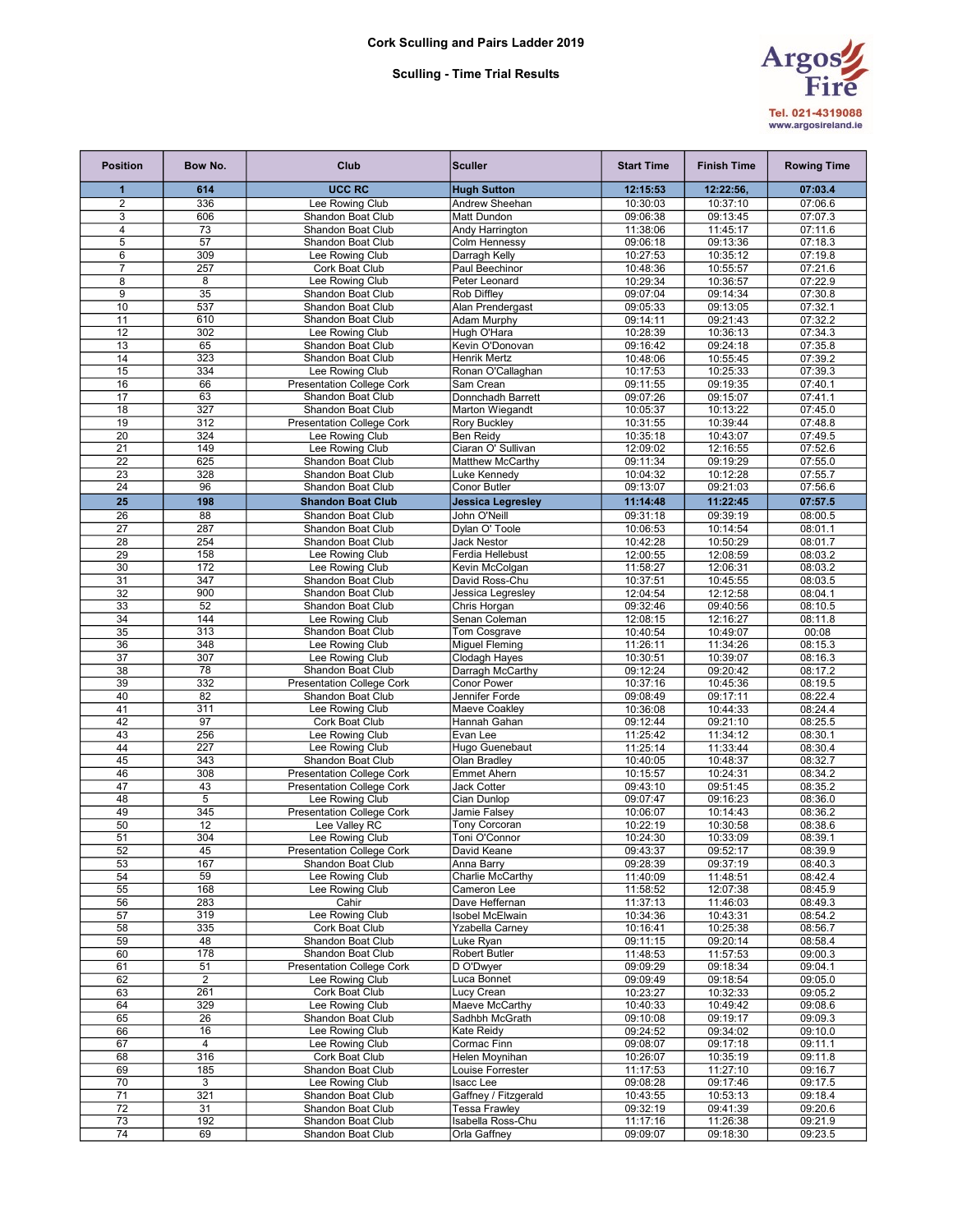# Cork Sculling and Pairs Ladder 2019

## Sculling - Time Trial Results

Argos Fire
Tel. 021-4319088
www.argosireland.ie

| Position | Bow No. | Club | Sculler | Start Time | Finish Time | Rowing Time |
|---|---|---|---|---|---|---|
| **1** | **614** | **UCC RC** | **Hugh Sutton** | **12:15:53** | **12:22:56,** | **07:03.4** |
| 2 | 336 | Lee Rowing Club | Andrew Sheehan | 10:30:03 | 10:37:10 | 07:06.6 |
| 3 | 606 | Shandon Boat Club | Matt Dundon | 09:06:38 | 09:13:45 | 07:07.3 |
| 4 | 73 | Shandon Boat Club | Andy Harrington | 11:38:06 | 11:45:17 | 07:11.6 |
| 5 | 57 | Shandon Boat Club | Colm Hennessy | 09:06:18 | 09:13:36 | 07:18.3 |
| 6 | 309 | Lee Rowing Club | Darragh Kelly | 10:27:53 | 10:35:12 | 07:19.8 |
| 7 | 257 | Cork Boat Club | Paul Beechinor | 10:48:36 | 10:55:57 | 07:21.6 |
| 8 | 8 | Lee Rowing Club | Peter Leonard | 10:29:34 | 10:36:57 | 07:22.9 |
| 9 | 35 | Shandon Boat Club | Rob Diffley | 09:07:04 | 09:14:34 | 07:30.8 |
| 10 | 537 | Shandon Boat Club | Alan Prendergast | 09:05:33 | 09:13:05 | 07:32.1 |
| 11 | 610 | Shandon Boat Club | Adam Murphy | 09:14:11 | 09:21:43 | 07:32.2 |
| 12 | 302 | Lee Rowing Club | Hugh O'Hara | 10:28:39 | 10:36:13 | 07:34.3 |
| 13 | 65 | Shandon Boat Club | Kevin O'Donovan | 09:16:42 | 09:24:18 | 07:35.8 |
| 14 | 323 | Shandon Boat Club | Henrik Mertz | 10:48:06 | 10:55:45 | 07:39.2 |
| 15 | 334 | Lee Rowing Club | Ronan O'Callaghan | 10:17:53 | 10:25:33 | 07:39.3 |
| 16 | 66 | Presentation College Cork | Sam Crean | 09:11:55 | 09:19:35 | 07:40.1 |
| 17 | 63 | Shandon Boat Club | Donnchadh Barrett | 09:07:26 | 09:15:07 | 07:41.1 |
| 18 | 327 | Shandon Boat Club | Marton Wiegandt | 10:05:37 | 10:13:22 | 07:45.0 |
| 19 | 312 | Presentation College Cork | Rory Buckley | 10:31:55 | 10:39:44 | 07:48.8 |
| 20 | 324 | Lee Rowing Club | Ben Reidy | 10:35:18 | 10:43:07 | 07:49.5 |
| 21 | 149 | Lee Rowing Club | Ciaran O' Sullivan | 12:09:02 | 12:16:55 | 07:52.6 |
| 22 | 625 | Shandon Boat Club | Matthew McCarthy | 09:11:34 | 09:19:29 | 07:55.0 |
| 23 | 328 | Shandon Boat Club | Luke Kennedy | 10:04:32 | 10:12:28 | 07:55.7 |
| 24 | 96 | Shandon Boat Club | Conor Butler | 09:13:07 | 09:21:03 | 07:56.6 |
| **25** | **198** | **Shandon Boat Club** | **Jessica Legresley** | **11:14:48** | **11:22:45** | **07:57.5** |
| 26 | 88 | Shandon Boat Club | John O'Neill | 09:31:18 | 09:39:19 | 08:00.5 |
| 27 | 287 | Shandon Boat Club | Dylan O' Toole | 10:06:53 | 10:14:54 | 08:01.1 |
| 28 | 254 | Shandon Boat Club | Jack Nestor | 10:42:28 | 10:50:29 | 08:01.7 |
| 29 | 158 | Lee Rowing Club | Ferdia Hellebust | 12:00:55 | 12:08:59 | 08:03.2 |
| 30 | 172 | Lee Rowing Club | Kevin McColgan | 11:58:27 | 12:06:31 | 08:03.2 |
| 31 | 347 | Shandon Boat Club | David Ross-Chu | 10:37:51 | 10:45:55 | 08:03.5 |
| 32 | 900 | Shandon Boat Club | Jessica Legresley | 12:04:54 | 12:12:58 | 08:04.1 |
| 33 | 52 | Shandon Boat Club | Chris Horgan | 09:32:46 | 09:40:56 | 08:10.5 |
| 34 | 144 | Lee Rowing Club | Senan Coleman | 12:08:15 | 12:16:27 | 08:11.8 |
| 35 | 313 | Shandon Boat Club | Tom Cosgrave | 10:40:54 | 10:49:07 | 00:08 |
| 36 | 348 | Lee Rowing Club | Miguel Fleming | 11:26:11 | 11:34:26 | 08:15.3 |
| 37 | 307 | Lee Rowing Club | Clodagh Hayes | 10:30:51 | 10:39:07 | 08:16.3 |
| 38 | 78 | Shandon Boat Club | Darragh McCarthy | 09:12:24 | 09:20:42 | 08:17.2 |
| 39 | 332 | Presentation College Cork | Conor Power | 10:37:16 | 10:45:36 | 08:19.5 |
| 40 | 82 | Shandon Boat Club | Jennifer Forde | 09:08:49 | 09:17:11 | 08:22.4 |
| 41 | 311 | Lee Rowing Club | Maeve Coakley | 10:36:08 | 10:44:33 | 08:24.4 |
| 42 | 97 | Cork Boat Club | Hannah Gahan | 09:12:44 | 09:21:10 | 08:25.5 |
| 43 | 256 | Lee Rowing Club | Evan Lee | 11:25:42 | 11:34:12 | 08:30.1 |
| 44 | 227 | Lee Rowing Club | Hugo Guenebaut | 11:25:14 | 11:33:44 | 08:30.4 |
| 45 | 343 | Shandon Boat Club | Olan Bradley | 10:40:05 | 10:48:37 | 08:32.7 |
| 46 | 308 | Presentation College Cork | Emmet Ahern | 10:15:57 | 10:24:31 | 08:34.2 |
| 47 | 43 | Presentation College Cork | Jack Cotter | 09:43:10 | 09:51:45 | 08:35.2 |
| 48 | 5 | Lee Rowing Club | Cian Dunlop | 09:07:47 | 09:16:23 | 08:36.0 |
| 49 | 345 | Presentation College Cork | Jamie Falsey | 10:06:07 | 10:14:43 | 08:36.2 |
| 50 | 12 | Lee Valley RC | Tony Corcoran | 10:22:19 | 10:30:58 | 08:38.6 |
| 51 | 304 | Lee Rowing Club | Toni O'Connor | 10:24:30 | 10:33:09 | 08:39.1 |
| 52 | 45 | Presentation College Cork | David Keane | 09:43:37 | 09:52:17 | 08:39.9 |
| 53 | 167 | Shandon Boat Club | Anna Barry | 09:28:39 | 09:37:19 | 08:40.3 |
| 54 | 59 | Lee Rowing Club | Charlie McCarthy | 11:40:09 | 11:48:51 | 08:42.4 |
| 55 | 168 | Lee Rowing Club | Cameron Lee | 11:58:52 | 12:07:38 | 08:45.9 |
| 56 | 283 | Cahir | Dave Heffernan | 11:37:13 | 11:46:03 | 08:49.3 |
| 57 | 319 | Lee Rowing Club | Isobel McElwain | 10:34:36 | 10:43:31 | 08:54.2 |
| 58 | 335 | Cork Boat Club | Yzabella Carney | 10:16:41 | 10:25:38 | 08:56.7 |
| 59 | 48 | Shandon Boat Club | Luke Ryan | 09:11:15 | 09:20:14 | 08:58.4 |
| 60 | 178 | Shandon Boat Club | Robert Butler | 11:48:53 | 11:57:53 | 09:00.3 |
| 61 | 51 | Presentation College Cork | D O'Dwyer | 09:09:29 | 09:18:34 | 09:04.1 |
| 62 | 2 | Lee Rowing Club | Luca Bonnet | 09:09:49 | 09:18:54 | 09:05.0 |
| 63 | 261 | Cork Boat Club | Lucy Crean | 10:23:27 | 10:32:33 | 09:05.2 |
| 64 | 329 | Lee Rowing Club | Maeve McCarthy | 10:40:33 | 10:49:42 | 09:08.6 |
| 65 | 26 | Shandon Boat Club | Sadhbh McGrath | 09:10:08 | 09:19:17 | 09:09.3 |
| 66 | 16 | Lee Rowing Club | Kate Reidy | 09:24:52 | 09:34:02 | 09:10.0 |
| 67 | 4 | Lee Rowing Club | Cormac Finn | 09:08:07 | 09:17:18 | 09:11.1 |
| 68 | 316 | Cork Boat Club | Helen Moynihan | 10:26:07 | 10:35:19 | 09:11.8 |
| 69 | 185 | Shandon Boat Club | Louise Forrester | 11:17:53 | 11:27:10 | 09:16.7 |
| 70 | 3 | Lee Rowing Club | Isacc Lee | 09:08:28 | 09:17:46 | 09:17.5 |
| 71 | 321 | Shandon Boat Club | Gaffney / Fitzgerald | 10:43:55 | 10:53:13 | 09:18.4 |
| 72 | 31 | Shandon Boat Club | Tessa Frawley | 09:32:19 | 09:41:39 | 09:20.6 |
| 73 | 192 | Shandon Boat Club | Isabella Ross-Chu | 11:17:16 | 11:26:38 | 09:21.9 |
| 74 | 69 | Shandon Boat Club | Orla Gaffney | 09:09:07 | 09:18:30 | 09:23.5 |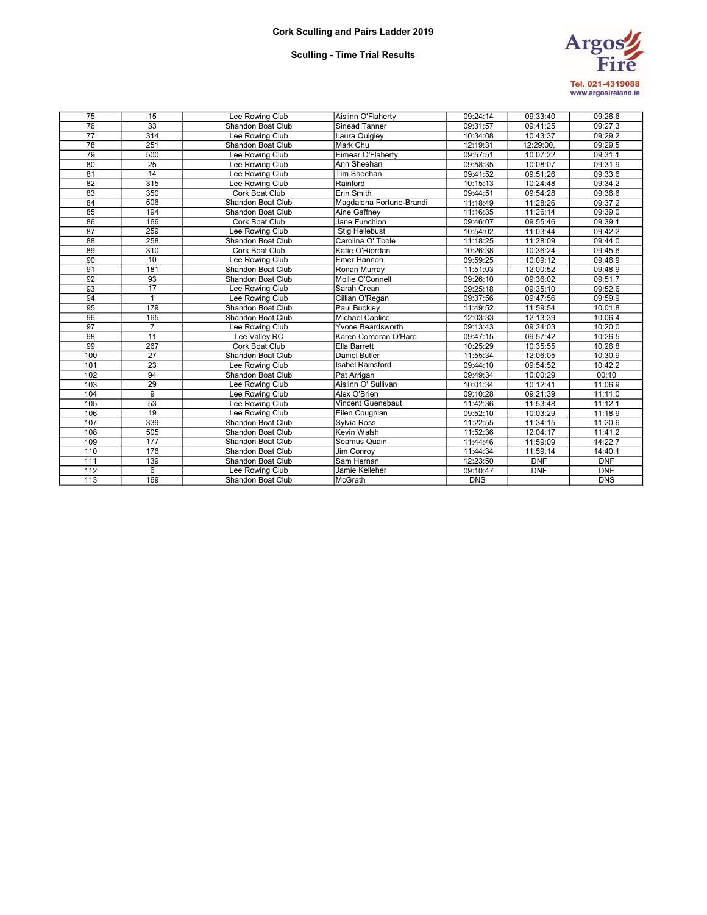**Cork Sculling and Pairs Ladder 2019**

**Sculling - Time Trial Results**

Argos Fire
Tel. 021-4319088
www.argosireland.ie

| | | | | | | |
|---|---|---|---|---|---|---|
| 75 | 15 | Lee Rowing Club | Aislinn O'Flaherty | 09:24:14 | 09:33:40 | 09:26.6 |
| 76 | 33 | Shandon Boat Club | Sinead Tanner | 09:31:57 | 09:41:25 | 09:27.3 |
| 77 | 314 | Lee Rowing Club | Laura Quigley | 10:34:08 | 10:43:37 | 09:29.2 |
| 78 | 251 | Shandon Boat Club | Mark Chu | 12:19:31 | 12:29:00, | 09:29.5 |
| 79 | 500 | Lee Rowing Club | Eimear O'Flaherty | 09:57:51 | 10:07:22 | 09:31.1 |
| 80 | 25 | Lee Rowing Club | Ann Sheehan | 09:58:35 | 10:08:07 | 09:31.9 |
| 81 | 14 | Lee Rowing Club | Tim Sheehan | 09:41:52 | 09:51:26 | 09:33.6 |
| 82 | 315 | Lee Rowing Club | Rainford | 10:15:13 | 10:24:48 | 09:34.2 |
| 83 | 350 | Cork Boat Club | Erin Smith | 09:44:51 | 09:54:28 | 09:36.6 |
| 84 | 506 | Shandon Boat Club | Magdalena Fortune-Brandi | 11:18:49 | 11:28:26 | 09:37.2 |
| 85 | 194 | Shandon Boat Club | Aine Gaffney | 11:16:35 | 11:26:14 | 09:39.0 |
| 86 | 166 | Cork Boat Club | Jane Funchion | 09:46:07 | 09:55:46 | 09:39.1 |
| 87 | 259 | Lee Rowing Club | Stig Hellebust | 10:54:02 | 11:03:44 | 09:42.2 |
| 88 | 258 | Shandon Boat Club | Carolina O' Toole | 11:18:25 | 11:28:09 | 09:44.0 |
| 89 | 310 | Cork Boat Club | Katie O'Riordan | 10:26:38 | 10:36:24 | 09:45.6 |
| 90 | 10 | Lee Rowing Club | Emer Hannon | 09:59:25 | 10:09:12 | 09:46.9 |
| 91 | 181 | Shandon Boat Club | Ronan Murray | 11:51:03 | 12:00:52 | 09:48.9 |
| 92 | 93 | Shandon Boat Club | Mollie O'Connell | 09:26:10 | 09:36:02 | 09:51.7 |
| 93 | 17 | Lee Rowing Club | Sarah Crean | 09:25:18 | 09:35:10 | 09:52.6 |
| 94 | 1 | Lee Rowing Club | Cillian O'Regan | 09:37:56 | 09:47:56 | 09:59.9 |
| 95 | 179 | Shandon Boat Club | Paul Buckley | 11:49:52 | 11:59:54 | 10:01.8 |
| 96 | 165 | Shandon Boat Club | Michael Caplice | 12:03:33 | 12:13:39 | 10:06.4 |
| 97 | 7 | Lee Rowing Club | Yvone Beardsworth | 09:13:43 | 09:24:03 | 10:20.0 |
| 98 | 11 | Lee Valley RC | Karen Corcoran O'Hare | 09:47:15 | 09:57:42 | 10:26.5 |
| 99 | 267 | Cork Boat Club | Ella Barrett | 10:25:29 | 10:35:55 | 10:26.8 |
| 100 | 27 | Shandon Boat Club | Daniel Butler | 11:55:34 | 12:06:05 | 10:30.9 |
| 101 | 23 | Lee Rowing Club | Isabel Rainsford | 09:44:10 | 09:54:52 | 10:42.2 |
| 102 | 94 | Shandon Boat Club | Pat Arrigan | 09:49:34 | 10:00:29 | 00:10 |
| 103 | 29 | Lee Rowing Club | Aislinn O' Sullivan | 10:01:34 | 10:12:41 | 11:06.9 |
| 104 | 9 | Lee Rowing Club | Alex O'Brien | 09:10:28 | 09:21:39 | 11:11.0 |
| 105 | 53 | Lee Rowing Club | Vincent Guenebaut | 11:42:36 | 11:53:48 | 11:12.1 |
| 106 | 19 | Lee Rowing Club | Eilen Coughlan | 09:52:10 | 10:03:29 | 11:18.9 |
| 107 | 339 | Shandon Boat Club | Sylvia Ross | 11:22:55 | 11:34:15 | 11:20.6 |
| 108 | 505 | Shandon Boat Club | Kevin Walsh | 11:52:36 | 12:04:17 | 11:41.2 |
| 109 | 177 | Shandon Boat Club | Seamus Quain | 11:44:46 | 11:59:09 | 14:22.7 |
| 110 | 176 | Shandon Boat Club | Jim Conroy | 11:44:34 | 11:59:14 | 14:40.1 |
| 111 | 139 | Shandon Boat Club | Sam Hernan | 12:23:50 | DNF | DNF |
| 112 | 6 | Lee Rowing Club | Jamie Kelleher | 09:10:47 | DNF | DNF |
| 113 | 169 | Shandon Boat Club | McGrath | DNS | | DNS |